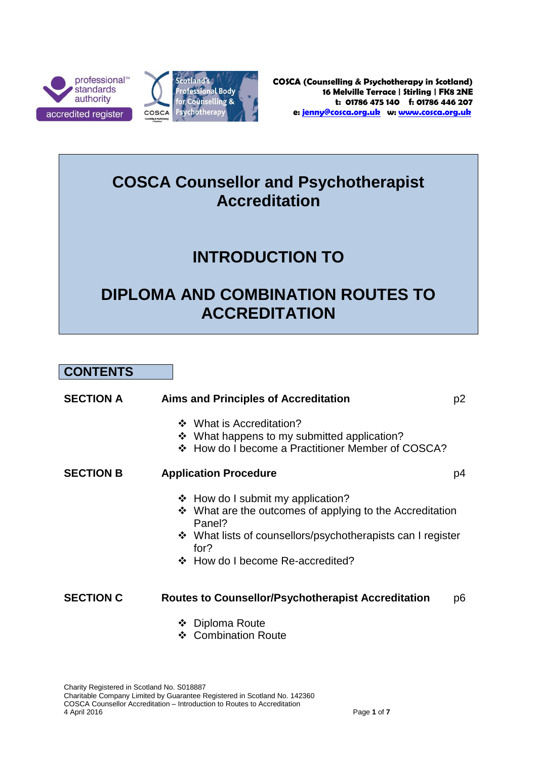COSCA (Counselling & Psychotherapy in Scotland)
16 Melville Terrace | Stirling | FK8 2NE
t: 01786 475 140  f: 01786 446 207
e: jenny@cosca.org.uk  w: www.cosca.org.uk

# COSCA Counsellor and Psychotherapist Accreditation

## INTRODUCTION TO

## DIPLOMA AND COMBINATION ROUTES TO ACCREDITATION

## CONTENTS

**SECTION A** **Aims and Principles of Accreditation** p2

- What is Accreditation?
- What happens to my submitted application?
- How do I become a Practitioner Member of COSCA?

**SECTION B** **Application Procedure** p4

- How do I submit my application?
- What are the outcomes of applying to the Accreditation Panel?
- What lists of counsellors/psychotherapists can I register for?
- How do I become Re-accredited?

**SECTION C** **Routes to Counsellor/Psychotherapist Accreditation** p6

- Diploma Route
- Combination Route

Charity Registered in Scotland No. S018887
Charitable Company Limited by Guarantee Registered in Scotland No. 142360
COSCA Counsellor Accreditation – Introduction to Routes to Accreditation
4 April 2016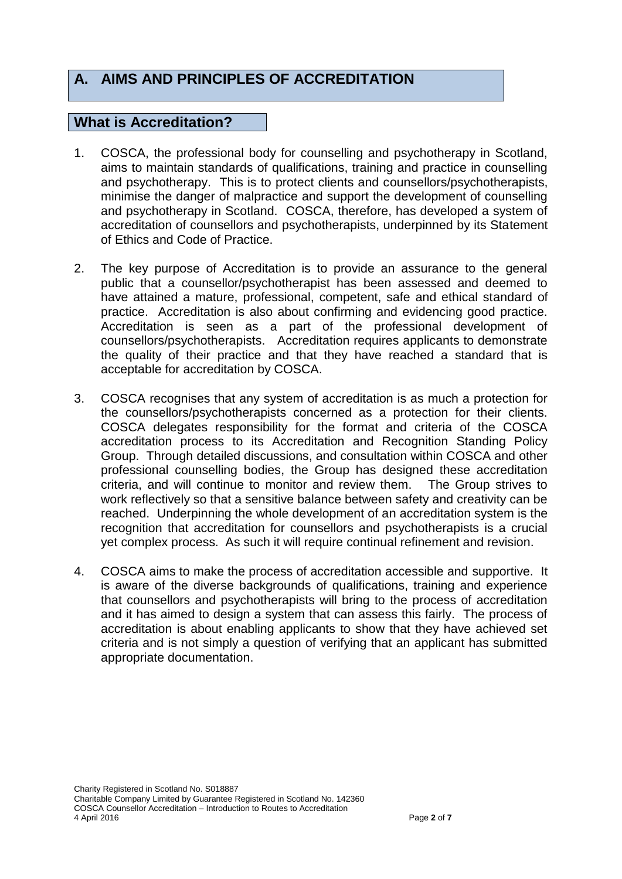## A. AIMS AND PRINCIPLES OF ACCREDITATION

### What is Accreditation?

1. COSCA, the professional body for counselling and psychotherapy in Scotland, aims to maintain standards of qualifications, training and practice in counselling and psychotherapy. This is to protect clients and counsellors/psychotherapists, minimise the danger of malpractice and support the development of counselling and psychotherapy in Scotland. COSCA, therefore, has developed a system of accreditation of counsellors and psychotherapists, underpinned by its Statement of Ethics and Code of Practice.

2. The key purpose of Accreditation is to provide an assurance to the general public that a counsellor/psychotherapist has been assessed and deemed to have attained a mature, professional, competent, safe and ethical standard of practice. Accreditation is also about confirming and evidencing good practice. Accreditation is seen as a part of the professional development of counsellors/psychotherapists. Accreditation requires applicants to demonstrate the quality of their practice and that they have reached a standard that is acceptable for accreditation by COSCA.

3. COSCA recognises that any system of accreditation is as much a protection for the counsellors/psychotherapists concerned as a protection for their clients. COSCA delegates responsibility for the format and criteria of the COSCA accreditation process to its Accreditation and Recognition Standing Policy Group. Through detailed discussions, and consultation within COSCA and other professional counselling bodies, the Group has designed these accreditation criteria, and will continue to monitor and review them. The Group strives to work reflectively so that a sensitive balance between safety and creativity can be reached. Underpinning the whole development of an accreditation system is the recognition that accreditation for counsellors and psychotherapists is a crucial yet complex process. As such it will require continual refinement and revision.

4. COSCA aims to make the process of accreditation accessible and supportive. It is aware of the diverse backgrounds of qualifications, training and experience that counsellors and psychotherapists will bring to the process of accreditation and it has aimed to design a system that can assess this fairly. The process of accreditation is about enabling applicants to show that they have achieved set criteria and is not simply a question of verifying that an applicant has submitted appropriate documentation.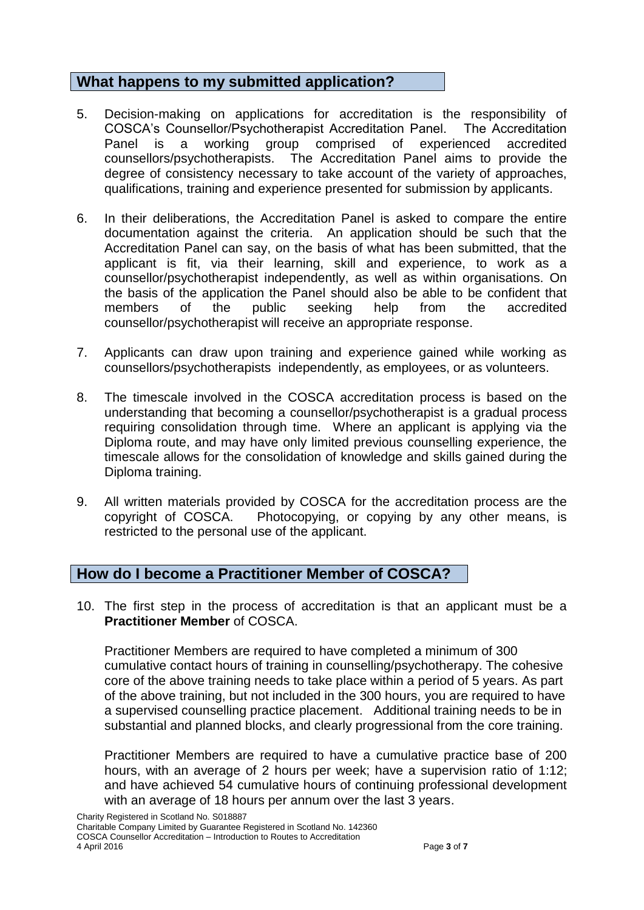## What happens to my submitted application?

5. Decision-making on applications for accreditation is the responsibility of COSCA's Counsellor/Psychotherapist Accreditation Panel. The Accreditation Panel is a working group comprised of experienced accredited counsellors/psychotherapists. The Accreditation Panel aims to provide the degree of consistency necessary to take account of the variety of approaches, qualifications, training and experience presented for submission by applicants.

6. In their deliberations, the Accreditation Panel is asked to compare the entire documentation against the criteria. An application should be such that the Accreditation Panel can say, on the basis of what has been submitted, that the applicant is fit, via their learning, skill and experience, to work as a counsellor/psychotherapist independently, as well as within organisations. On the basis of the application the Panel should also be able to be confident that members of the public seeking help from the accredited counsellor/psychotherapist will receive an appropriate response.

7. Applicants can draw upon training and experience gained while working as counsellors/psychotherapists independently, as employees, or as volunteers.

8. The timescale involved in the COSCA accreditation process is based on the understanding that becoming a counsellor/psychotherapist is a gradual process requiring consolidation through time. Where an applicant is applying via the Diploma route, and may have only limited previous counselling experience, the timescale allows for the consolidation of knowledge and skills gained during the Diploma training.

9. All written materials provided by COSCA for the accreditation process are the copyright of COSCA. Photocopying, or copying by any other means, is restricted to the personal use of the applicant.

## How do I become a Practitioner Member of COSCA?

10. The first step in the process of accreditation is that an applicant must be a **Practitioner Member** of COSCA.

    Practitioner Members are required to have completed a minimum of 300 cumulative contact hours of training in counselling/psychotherapy. The cohesive core of the above training needs to take place within a period of 5 years. As part of the above training, but not included in the 300 hours, you are required to have a supervised counselling practice placement. Additional training needs to be in substantial and planned blocks, and clearly progressional from the core training.

    Practitioner Members are required to have a cumulative practice base of 200 hours, with an average of 2 hours per week; have a supervision ratio of 1:12; and have achieved 54 cumulative hours of continuing professional development with an average of 18 hours per annum over the last 3 years.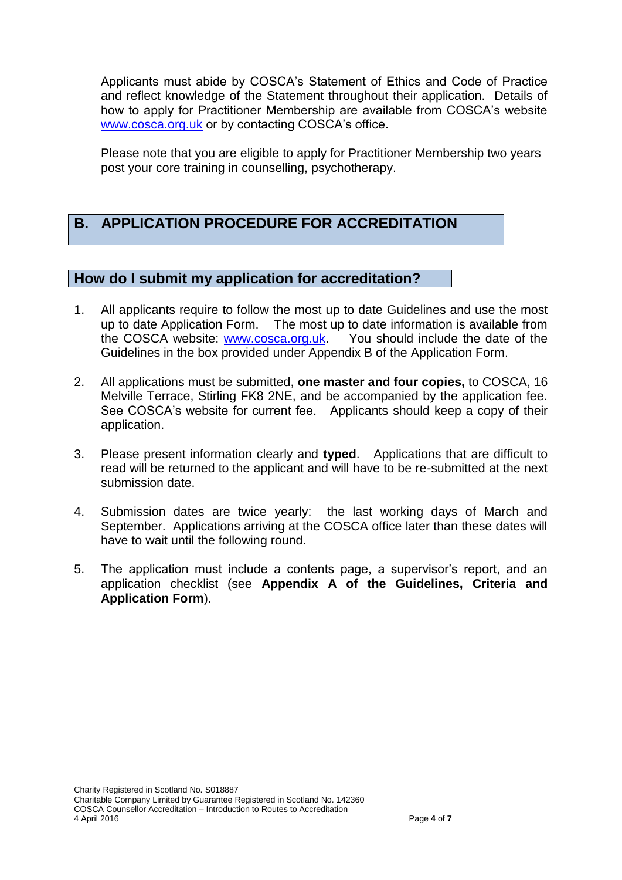Applicants must abide by COSCA's Statement of Ethics and Code of Practice and reflect knowledge of the Statement throughout their application. Details of how to apply for Practitioner Membership are available from COSCA's website [www.cosca.org.uk](http://www.cosca.org.uk) or by contacting COSCA's office.

Please note that you are eligible to apply for Practitioner Membership two years post your core training in counselling, psychotherapy.

## B. APPLICATION PROCEDURE FOR ACCREDITATION

### How do I submit my application for accreditation?

1. All applicants require to follow the most up to date Guidelines and use the most up to date Application Form. The most up to date information is available from the COSCA website: [www.cosca.org.uk](http://www.cosca.org.uk). You should include the date of the Guidelines in the box provided under Appendix B of the Application Form.
2. All applications must be submitted, **one master and four copies,** to COSCA, 16 Melville Terrace, Stirling FK8 2NE, and be accompanied by the application fee. See COSCA's website for current fee. Applicants should keep a copy of their application.
3. Please present information clearly and **typed**. Applications that are difficult to read will be returned to the applicant and will have to be re-submitted at the next submission date.
4. Submission dates are twice yearly: the last working days of March and September. Applications arriving at the COSCA office later than these dates will have to wait until the following round.
5. The application must include a contents page, a supervisor's report, and an application checklist (see **Appendix A of the Guidelines, Criteria and Application Form**).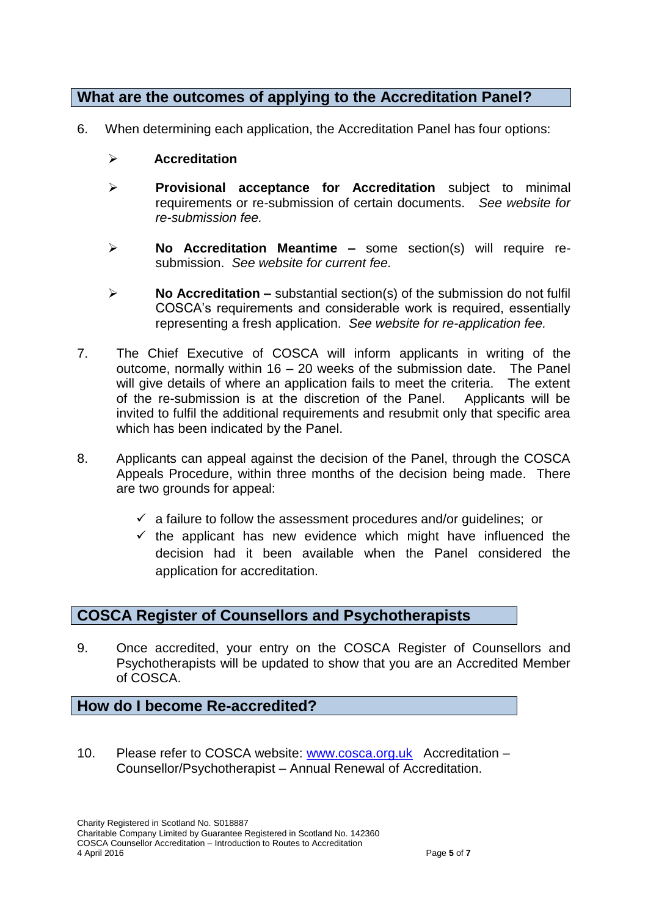## What are the outcomes of applying to the Accreditation Panel?

6. When determining each application, the Accreditation Panel has four options:

   - **Accreditation**
   - **Provisional acceptance for Accreditation** subject to minimal requirements or re-submission of certain documents. *See website for re-submission fee.*
   - **No Accreditation Meantime –** some section(s) will require re-submission. *See website for current fee.*
   - **No Accreditation –** substantial section(s) of the submission do not fulfil COSCA's requirements and considerable work is required, essentially representing a fresh application. *See website for re-application fee.*

7. The Chief Executive of COSCA will inform applicants in writing of the outcome, normally within 16 – 20 weeks of the submission date. The Panel will give details of where an application fails to meet the criteria. The extent of the re-submission is at the discretion of the Panel. Applicants will be invited to fulfil the additional requirements and resubmit only that specific area which has been indicated by the Panel.

8. Applicants can appeal against the decision of the Panel, through the COSCA Appeals Procedure, within three months of the decision being made. There are two grounds for appeal:

   - ✓ a failure to follow the assessment procedures and/or guidelines; or
   - ✓ the applicant has new evidence which might have influenced the decision had it been available when the Panel considered the application for accreditation.

## COSCA Register of Counsellors and Psychotherapists

9. Once accredited, your entry on the COSCA Register of Counsellors and Psychotherapists will be updated to show that you are an Accredited Member of COSCA.

## How do I become Re-accredited?

10. Please refer to COSCA website: [www.cosca.org.uk](http://www.cosca.org.uk) Accreditation – Counsellor/Psychotherapist – Annual Renewal of Accreditation.

Charity Registered in Scotland No. S018887
Charitable Company Limited by Guarantee Registered in Scotland No. 142360
COSCA Counsellor Accreditation – Introduction to Routes to Accreditation
4 April 2016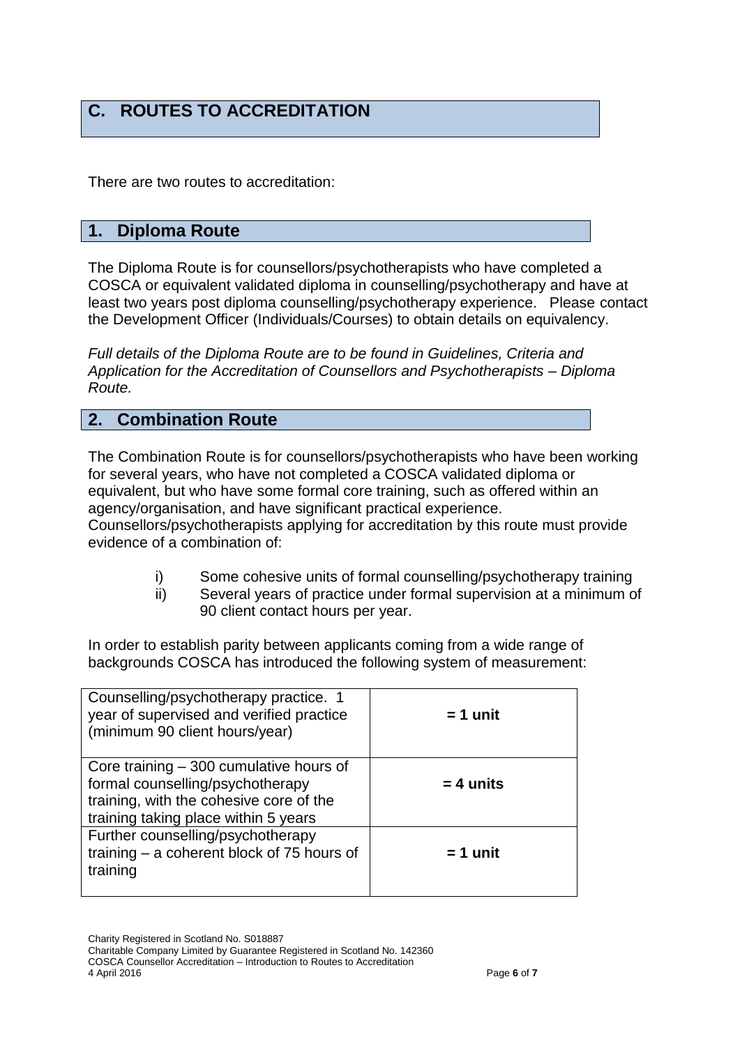## C. ROUTES TO ACCREDITATION

There are two routes to accreditation:

### 1. Diploma Route

The Diploma Route is for counsellors/psychotherapists who have completed a COSCA or equivalent validated diploma in counselling/psychotherapy and have at least two years post diploma counselling/psychotherapy experience. Please contact the Development Officer (Individuals/Courses) to obtain details on equivalency.

*Full details of the Diploma Route are to be found in Guidelines, Criteria and Application for the Accreditation of Counsellors and Psychotherapists – Diploma Route.*

### 2. Combination Route

The Combination Route is for counsellors/psychotherapists who have been working for several years, who have not completed a COSCA validated diploma or equivalent, but who have some formal core training, such as offered within an agency/organisation, and have significant practical experience.
Counsellors/psychotherapists applying for accreditation by this route must provide evidence of a combination of:

i) Some cohesive units of formal counselling/psychotherapy training
ii) Several years of practice under formal supervision at a minimum of 90 client contact hours per year.

In order to establish parity between applicants coming from a wide range of backgrounds COSCA has introduced the following system of measurement:

| | |
|---|---|
| Counselling/psychotherapy practice. 1 year of supervised and verified practice (minimum 90 client hours/year) | **= 1 unit** |
| Core training – 300 cumulative hours of formal counselling/psychotherapy training, with the cohesive core of the training taking place within 5 years | **= 4 units** |
| Further counselling/psychotherapy training – a coherent block of 75 hours of training | **= 1 unit** |

Charity Registered in Scotland No. S018887
Charitable Company Limited by Guarantee Registered in Scotland No. 142360
COSCA Counsellor Accreditation – Introduction to Routes to Accreditation
4 April 2016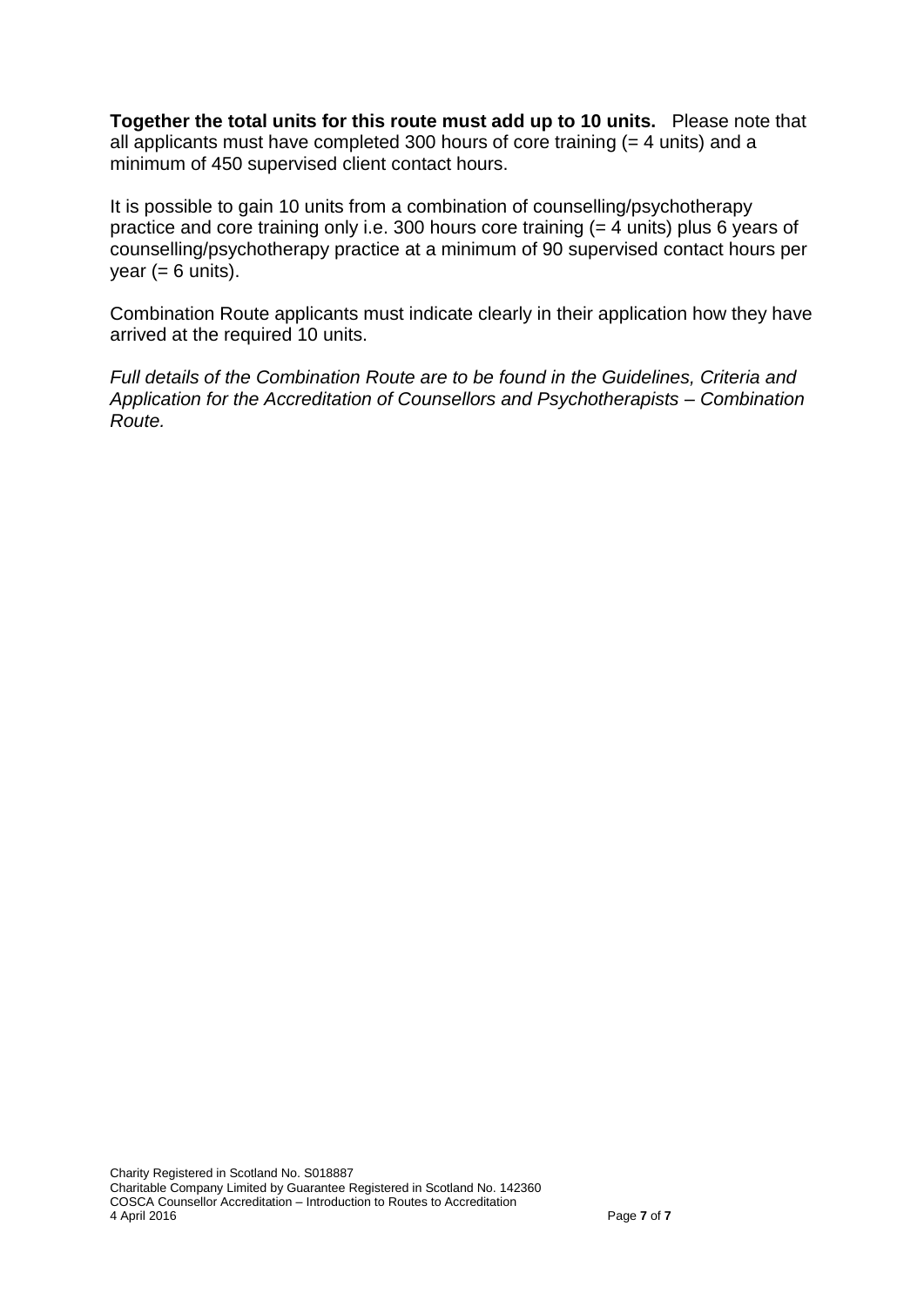**Together the total units for this route must add up to 10 units.** Please note that all applicants must have completed 300 hours of core training (= 4 units) and a minimum of 450 supervised client contact hours.

It is possible to gain 10 units from a combination of counselling/psychotherapy practice and core training only i.e. 300 hours core training (= 4 units) plus 6 years of counselling/psychotherapy practice at a minimum of 90 supervised contact hours per year (= 6 units).

Combination Route applicants must indicate clearly in their application how they have arrived at the required 10 units.

*Full details of the Combination Route are to be found in the Guidelines, Criteria and Application for the Accreditation of Counsellors and Psychotherapists – Combination Route.*